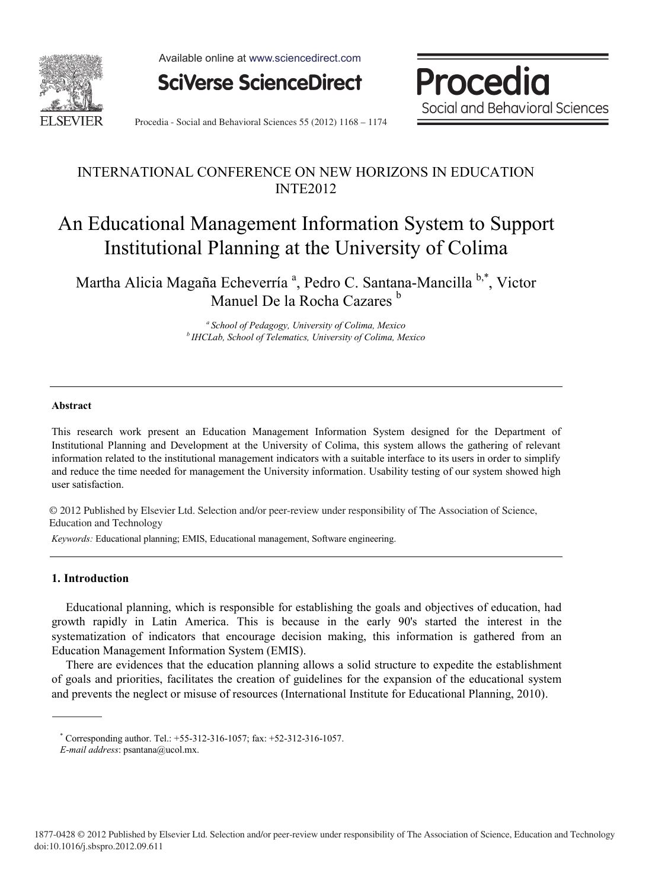INTERNATIONAL CONFERENCE ON NEW HORIZONS IN EDUCATION INTE2012

# An Educational Management Information System to Support Institutional Planning at the University of Colima

Martha Alicia Magaña Echeverría [a], Pedro C. Santana-Mancilla [b,*], Victor Manuel De la Rocha Cazares [b]

[a] *School of Pedagogy, University of Colima, Mexico*
[b] *IHCLab, School of Telematics, University of Colima, Mexico*

---

**Abstract**

This research work present an Education Management Information System designed for the Department of Institutional Planning and Development at the University of Colima, this system allows the gathering of relevant information related to the institutional management indicators with a suitable interface to its users in order to simplify and reduce the time needed for management the University information. Usability testing of our system showed high user satisfaction.

© 2012 Published by Elsevier Ltd. Selection and/or peer-review under responsibility of The Association of Science, Education and Technology

*Keywords:* Educational planning; EMIS, Educational management, Software engineering.

---

## 1. Introduction

Educational planning, which is responsible for establishing the goals and objectives of education, had growth rapidly in Latin America. This is because in the early 90's started the interest in the systematization of indicators that encourage decision making, this information is gathered from an Education Management Information System (EMIS).

There are evidences that the education planning allows a solid structure to expedite the establishment of goals and priorities, facilitates the creation of guidelines for the expansion of the educational system and prevents the neglect or misuse of resources (International Institute for Educational Planning, 2010).

---

[*] Corresponding author. Tel.: +55-312-316-1057; fax: +52-312-316-1057.
*E-mail address*: psantana@ucol.mx.

1877-0428 © 2012 Published by Elsevier Ltd. Selection and/or peer-review under responsibility of The Association of Science, Education and Technology
doi:10.1016/j.sbspro.2012.09.611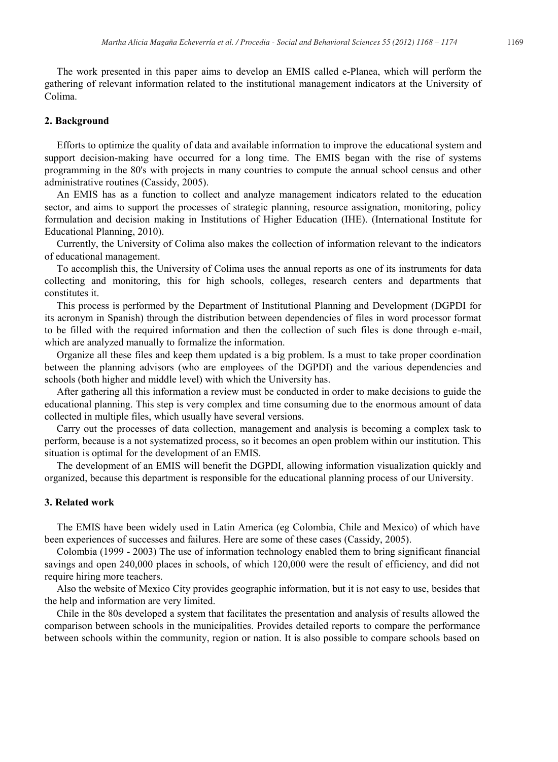The work presented in this paper aims to develop an EMIS called e-Planea, which will perform the gathering of relevant information related to the institutional management indicators at the University of Colima.

## 2. Background

Efforts to optimize the quality of data and available information to improve the educational system and support decision-making have occurred for a long time. The EMIS began with the rise of systems programming in the 80's with projects in many countries to compute the annual school census and other administrative routines (Cassidy, 2005).

An EMIS has as a function to collect and analyze management indicators related to the education sector, and aims to support the processes of strategic planning, resource assignation, monitoring, policy formulation and decision making in Institutions of Higher Education (IHE). (International Institute for Educational Planning, 2010).

Currently, the University of Colima also makes the collection of information relevant to the indicators of educational management.

To accomplish this, the University of Colima uses the annual reports as one of its instruments for data collecting and monitoring, this for high schools, colleges, research centers and departments that constitutes it.

This process is performed by the Department of Institutional Planning and Development (DGPDI for its acronym in Spanish) through the distribution between dependencies of files in word processor format to be filled with the required information and then the collection of such files is done through e-mail, which are analyzed manually to formalize the information.

Organize all these files and keep them updated is a big problem. Is a must to take proper coordination between the planning advisors (who are employees of the DGPDI) and the various dependencies and schools (both higher and middle level) with which the University has.

After gathering all this information a review must be conducted in order to make decisions to guide the educational planning. This step is very complex and time consuming due to the enormous amount of data collected in multiple files, which usually have several versions.

Carry out the processes of data collection, management and analysis is becoming a complex task to perform, because is a not systematized process, so it becomes an open problem within our institution. This situation is optimal for the development of an EMIS.

The development of an EMIS will benefit the DGPDI, allowing information visualization quickly and organized, because this department is responsible for the educational planning process of our University.

## 3. Related work

The EMIS have been widely used in Latin America (eg Colombia, Chile and Mexico) of which have been experiences of successes and failures. Here are some of these cases (Cassidy, 2005).

Colombia (1999 - 2003) The use of information technology enabled them to bring significant financial savings and open 240,000 places in schools, of which 120,000 were the result of efficiency, and did not require hiring more teachers.

Also the website of Mexico City provides geographic information, but it is not easy to use, besides that the help and information are very limited.

Chile in the 80s developed a system that facilitates the presentation and analysis of results allowed the comparison between schools in the municipalities. Provides detailed reports to compare the performance between schools within the community, region or nation. It is also possible to compare schools based on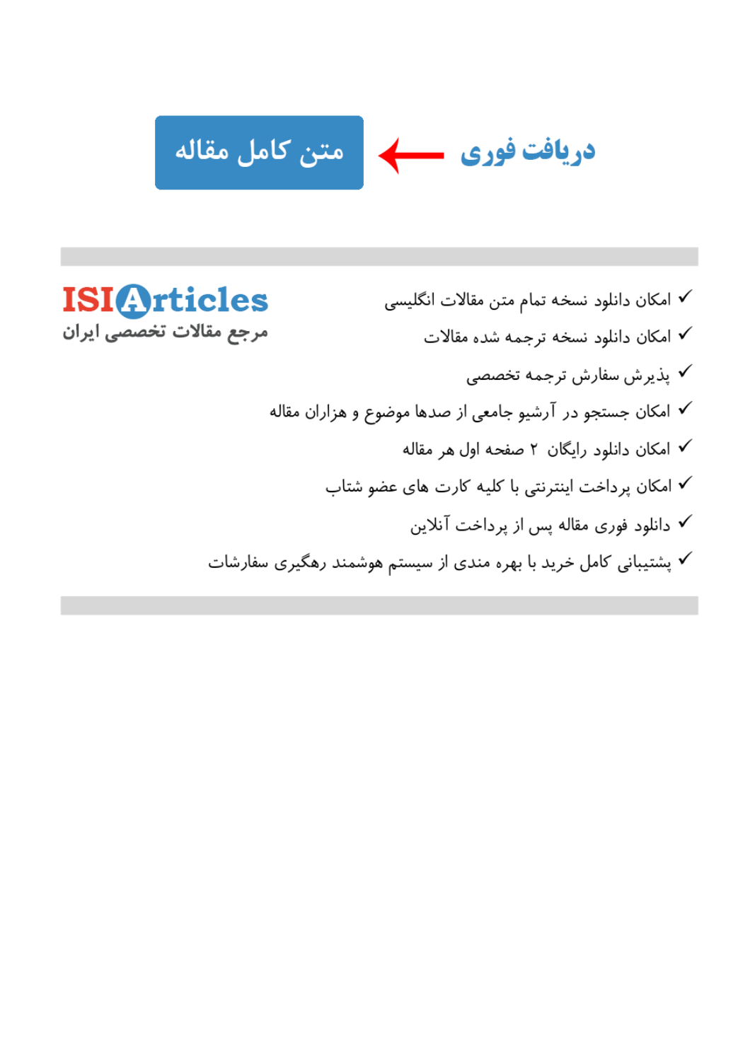دریافت فوری ← **متن کامل مقاله**

**ISIArticles**
مرجع مقالات تخصصی ایران

- ✓ امکان دانلود نسخه تمام متن مقالات انگلیسی
- ✓ امکان دانلود نسخه ترجمه شده مقالات
- ✓ پذیرش سفارش ترجمه تخصصی
- ✓ امکان جستجو در آرشیو جامعی از صدها موضوع و هزاران مقاله
- ✓ امکان دانلود رایگان ۲ صفحه اول هر مقاله
- ✓ امکان پرداخت اینترنتی با کلیه کارت های عضو شتاب
- ✓ دانلود فوری مقاله پس از پرداخت آنلاین
- ✓ پشتیبانی کامل خرید با بهره مندی از سیستم هوشمند رهگیری سفارشات